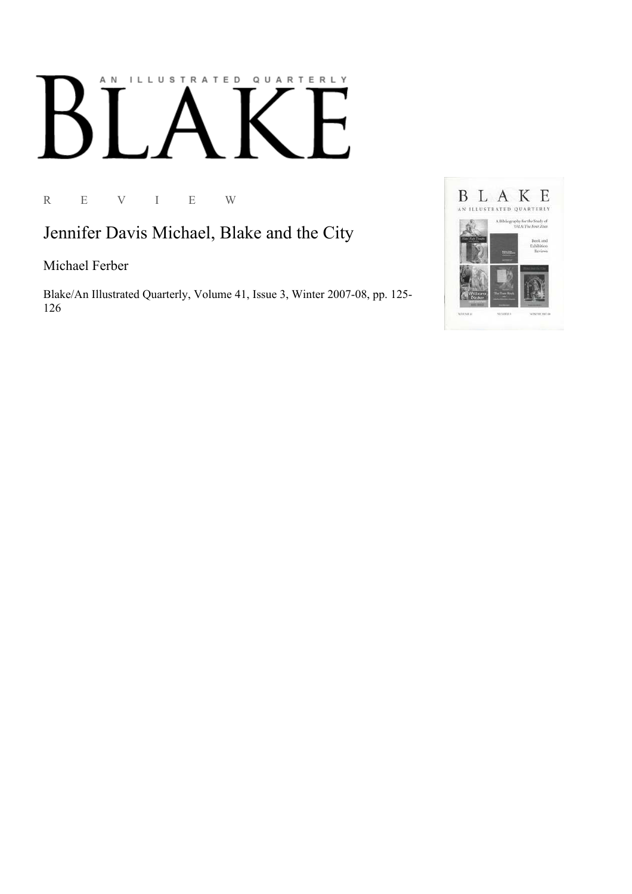# AN ILLUSTRATED QUARTERLY

# BLAKE

R E V I E W

## Jennifer Davis Michael, Blake and the City

Michael Ferber

Blake/An Illustrated Quarterly, Volume 41, Issue 3, Winter 2007-08, pp. 125-126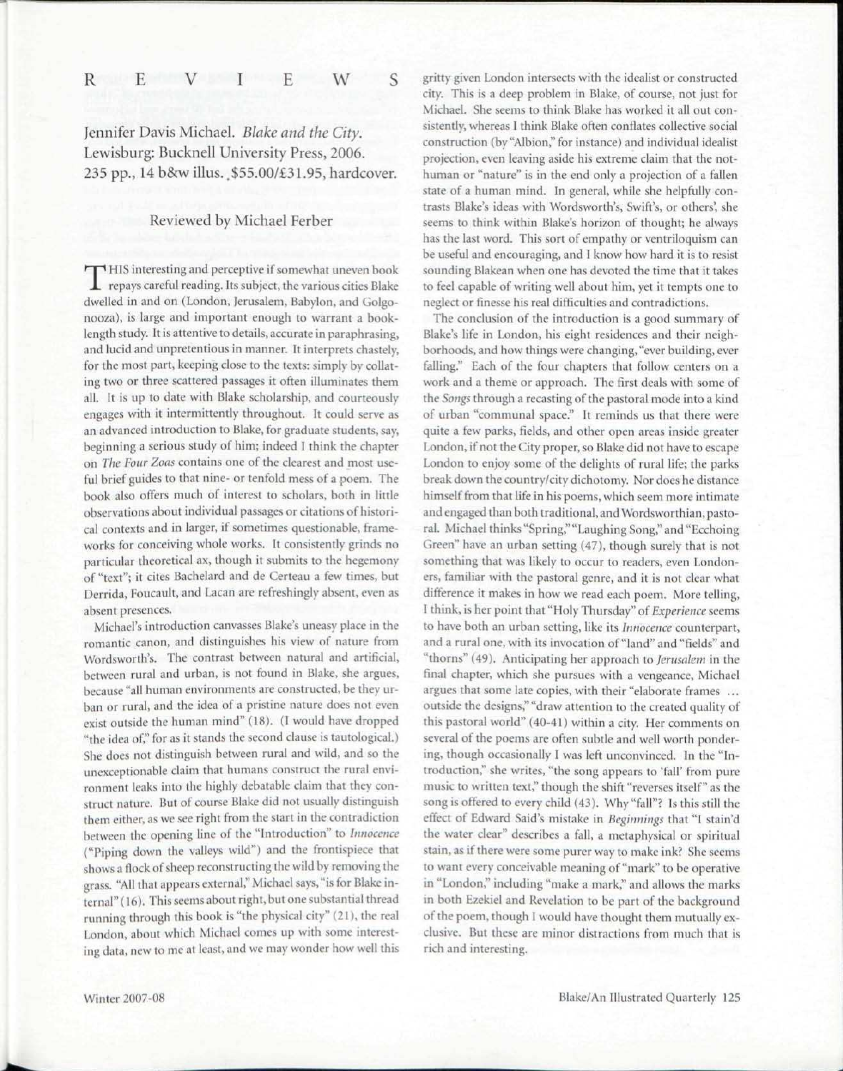# R E V I E W S

## Jennifer Davis Michael. *Blake and the City.* Lewisburg: Bucknell University Press, 2006. 235 pp., 14 b&w illus. $55.00/£31.95, hardcover.

### Reviewed by Michael Ferber

THIS interesting and perceptive if somewhat uneven book repays careful reading. Its subject, the various cities Blake dwelled in and on (London, Jerusalem, Babylon, and Golgonooza), is large and important enough to warrant a book-length study. It is attentive to details, accurate in paraphrasing, and lucid and unpretentious in manner. It interprets chastely, for the most part, keeping close to the texts: simply by collating two or three scattered passages it often illuminates them all. It is up to date with Blake scholarship, and courteously engages with it intermittently throughout. It could serve as an advanced introduction to Blake, for graduate students, say, beginning a serious study of him; indeed I think the chapter on *The Four Zoas* contains one of the clearest and most useful brief guides to that nine- or tenfold mess of a poem. The book also offers much of interest to scholars, both in little observations about individual passages or citations of historical contexts and in larger, if sometimes questionable, frameworks for conceiving whole works. It consistently grinds no particular theoretical ax, though it submits to the hegemony of "text"; it cites Bachelard and de Certeau a few times, but Derrida, Foucault, and Lacan are refreshingly absent, even as absent presences.

Michael's introduction canvasses Blake's uneasy place in the romantic canon, and distinguishes his view of nature from Wordsworth's. The contrast between natural and artificial, between rural and urban, is not found in Blake, she argues, because "all human environments are constructed, be they urban or rural, and the idea of a pristine nature does not even exist outside the human mind" (18). (I would have dropped "the idea of," for as it stands the second clause is tautological.) She does not distinguish between rural and wild, and so the unexceptionable claim that humans construct the rural environment leaks into the highly debatable claim that they construct nature. But of course Blake did not usually distinguish them either, as we see right from the start in the contradiction between the opening line of the "Introduction" to *Innocence* ("Piping down the valleys wild") and the frontispiece that shows a flock of sheep reconstructing the wild by removing the grass. "All that appears external," Michael says, "is for Blake internal" (16). This seems about right, but one substantial thread running through this book is "the physical city" (21), the real London, about which Michael comes up with some interesting data, new to me at least, and we may wonder how well this gritty given London intersects with the idealist or constructed city. This is a deep problem in Blake, of course, not just for Michael. She seems to think Blake has worked it all out consistently, whereas I think Blake often conflates collective social construction (by "Albion," for instance) and individual idealist projection, even leaving aside his extreme claim that the not-human or "nature" is in the end only a projection of a fallen state of a human mind. In general, while she helpfully contrasts Blake's ideas with Wordsworth's, Swift's, or others', she seems to think within Blake's horizon of thought; he always has the last word. This sort of empathy or ventriloquism can be useful and encouraging, and I know how hard it is to resist sounding Blakean when one has devoted the time that it takes to feel capable of writing well about him, yet it tempts one to neglect or finesse his real difficulties and contradictions.

The conclusion of the introduction is a good summary of Blake's life in London, his eight residences and their neighborhoods, and how things were changing, "ever building, ever falling." Each of the four chapters that follow centers on a work and a theme or approach. The first deals with some of the *Songs* through a recasting of the pastoral mode into a kind of urban "communal space." It reminds us that there were quite a few parks, fields, and other open areas inside greater London, if not the City proper, so Blake did not have to escape London to enjoy some of the delights of rural life; the parks break down the country/city dichotomy. Nor does he distance himself from that life in his poems, which seem more intimate and engaged than both traditional, and Wordsworthian, pastoral. Michael thinks "Spring," "Laughing Song," and "Ecchoing Green" have an urban setting (47), though surely that is not something that was likely to occur to readers, even Londoners, familiar with the pastoral genre, and it is not clear what difference it makes in how we read each poem. More telling, I think, is her point that "Holy Thursday" of *Experience* seems to have both an urban setting, like its *Innocence* counterpart, and a rural one, with its invocation of "land" and "fields" and "thorns" (49). Anticipating her approach to *Jerusalem* in the final chapter, which she pursues with a vengeance, Michael argues that some late copies, with their "elaborate frames ... outside the designs," "draw attention to the created quality of this pastoral world" (40-41) within a city. Her comments on several of the poems are often subtle and well worth pondering, though occasionally I was left unconvinced. In the "Introduction," she writes, "the song appears to 'fall' from pure music to written text," though the shift "reverses itself" as the song is offered to every child (43). Why "fall"? Is this still the effect of Edward Said's mistake in *Beginnings* that "I stain'd the water clear" describes a fall, a metaphysical or spiritual stain, as if there were some purer way to make ink? She seems to want every conceivable meaning of "mark" to be operative in "London," including "make a mark," and allows the marks in both Ezekiel and Revelation to be part of the background of the poem, though I would have thought them mutually exclusive. But these are minor distractions from much that is rich and interesting.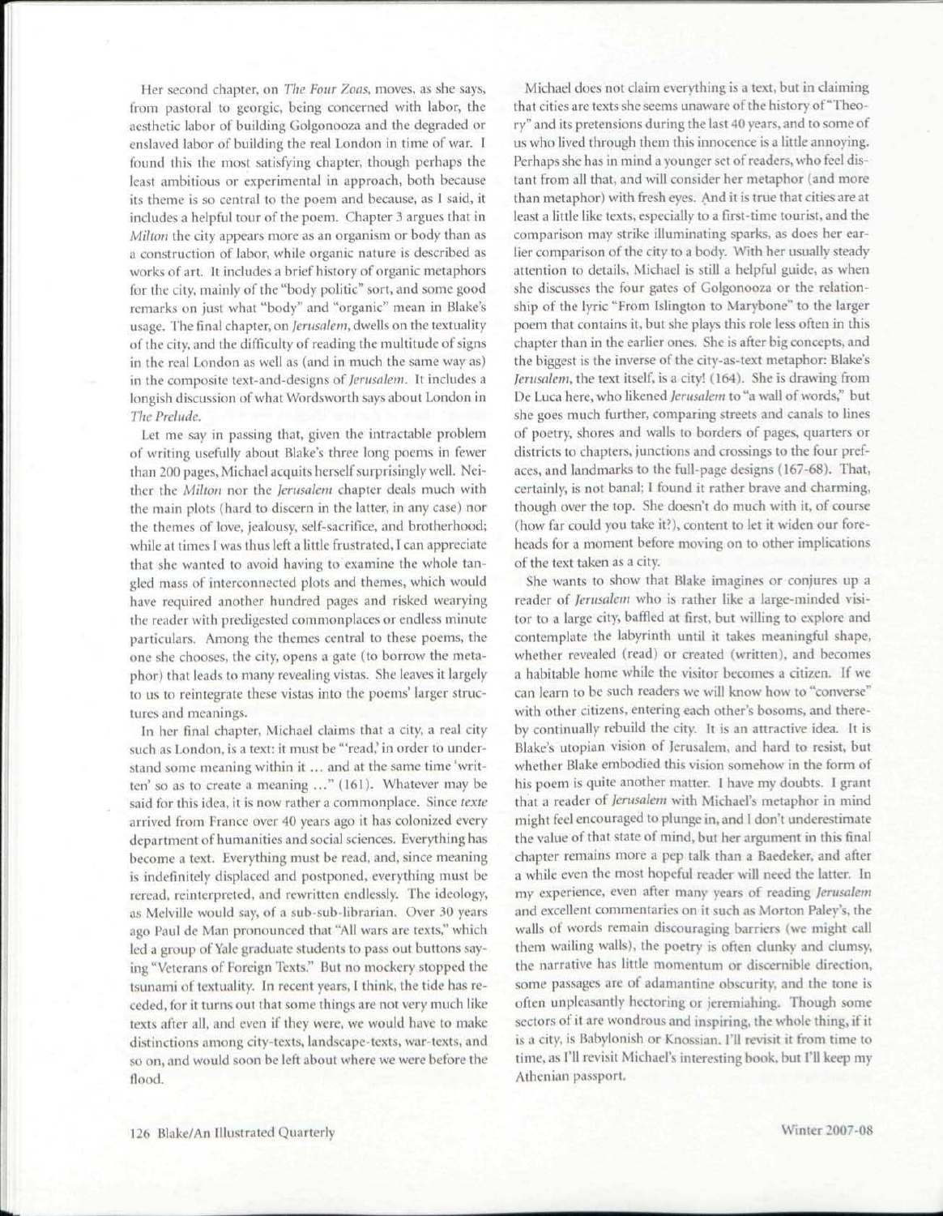Her second chapter, on *The Four Zoas*, moves, as she says, from pastoral to georgic, being concerned with labor, the aesthetic labor of building Golgonooza and the degraded or enslaved labor of building the real London in time of war. I found this the most satisfying chapter, though perhaps the least ambitious or experimental in approach, both because its theme is so central to the poem and because, as I said, it includes a helpful tour of the poem. Chapter 3 argues that in *Milton* the city appears more as an organism or body than as a construction of labor, while organic nature is described as works of art. It includes a brief history of organic metaphors for the city, mainly of the "body politic" sort, and some good remarks on just what "body" and "organic" mean in Blake's usage. The final chapter, on *Jerusalem*, dwells on the textuality of the city, and the difficulty of reading the multitude of signs in the real London as well as (and in much the same way as) in the composite text-and-designs of *Jerusalem*. It includes a longish discussion of what Wordsworth says about London in *The Prelude*.

Let me say in passing that, given the intractable problem of writing usefully about Blake's three long poems in fewer than 200 pages, Michael acquits herself surprisingly well. Neither the *Milton* nor the *Jerusalem* chapter deals much with the main plots (hard to discern in the latter, in any case) nor the themes of love, jealousy, self-sacrifice, and brotherhood; while at times I was thus left a little frustrated, I can appreciate that she wanted to avoid having to examine the whole tangled mass of interconnected plots and themes, which would have required another hundred pages and risked wearying the reader with predigested commonplaces or endless minute particulars. Among the themes central to these poems, the one she chooses, the city, opens a gate (to borrow the metaphor) that leads to many revealing vistas. She leaves it largely to us to reintegrate these vistas into the poems' larger structures and meanings.

In her final chapter, Michael claims that a city, a real city such as London, is a text: it must be "'read,' in order to understand some meaning within it ... and at the same time 'written' so as to create a meaning ..." (161). Whatever may be said for this idea, it is now rather a commonplace. Since *texte* arrived from France over 40 years ago it has colonized every department of humanities and social sciences. Everything has become a text. Everything must be read, and, since meaning is indefinitely displaced and postponed, everything must be reread, reinterpreted, and rewritten endlessly. The ideology, as Melville would say, of a sub-sub-librarian. Over 30 years ago Paul de Man pronounced that "All wars are texts," which led a group of Yale graduate students to pass out buttons saying "Veterans of Foreign Texts." But no mockery stopped the tsunami of textuality. In recent years, I think, the tide has receded, for it turns out that some things are not very much like texts after all, and even if they were, we would have to make distinctions among city-texts, landscape-texts, war-texts, and so on, and would soon be left about where we were before the flood.

Michael does not claim everything is a text, but in claiming that cities are texts she seems unaware of the history of "Theory" and its pretensions during the last 40 years, and to some of us who lived through them this innocence is a little annoying. Perhaps she has in mind a younger set of readers, who feel distant from all that, and will consider her metaphor (and more than metaphor) with fresh eyes. And it is true that cities are at least a little like texts, especially to a first-time tourist, and the comparison may strike illuminating sparks, as does her earlier comparison of the city to a body. With her usually steady attention to details, Michael is still a helpful guide, as when she discusses the four gates of Golgonooza or the relationship of the lyric "From Islington to Marybone" to the larger poem that contains it, but she plays this role less often in this chapter than in the earlier ones. She is after big concepts, and the biggest is the inverse of the city-as-text metaphor: Blake's *Jerusalem*, the text itself, is a city! (164). She is drawing from De Luca here, who likened *Jerusalem* to "a wall of words," but she goes much further, comparing streets and canals to lines of poetry, shores and walls to borders of pages, quarters or districts to chapters, junctions and crossings to the four prefaces, and landmarks to the full-page designs (167-68). That, certainly, is not banal; I found it rather brave and charming, though over the top. She doesn't do much with it, of course (how far could you take it?), content to let it widen our foreheads for a moment before moving on to other implications of the text taken as a city.

She wants to show that Blake imagines or conjures up a reader of *Jerusalem* who is rather like a large-minded visitor to a large city, baffled at first, but willing to explore and contemplate the labyrinth until it takes meaningful shape, whether revealed (read) or created (written), and becomes a habitable home while the visitor becomes a citizen. If we can learn to be such readers we will know how to "converse" with other citizens, entering each other's bosoms, and thereby continually rebuild the city. It is an attractive idea. It is Blake's utopian vision of Jerusalem, and hard to resist, but whether Blake embodied this vision somehow in the form of his poem is quite another matter. I have my doubts. I grant that a reader of *Jerusalem* with Michael's metaphor in mind might feel encouraged to plunge in, and I don't underestimate the value of that state of mind, but her argument in this final chapter remains more a pep talk than a Baedeker, and after a while even the most hopeful reader will need the latter. In my experience, even after many years of reading *Jerusalem* and excellent commentaries on it such as Morton Paley's, the walls of words remain discouraging barriers (we might call them wailing walls), the poetry is often clunky and clumsy, the narrative has little momentum or discernible direction, some passages are of adamantine obscurity, and the tone is often unpleasantly hectoring or jeremiahing. Though some sectors of it are wondrous and inspiring, the whole thing, if it is a city, is Babylonish or Knossian. I'll revisit it from time to time, as I'll revisit Michael's interesting book, but I'll keep my Athenian passport.